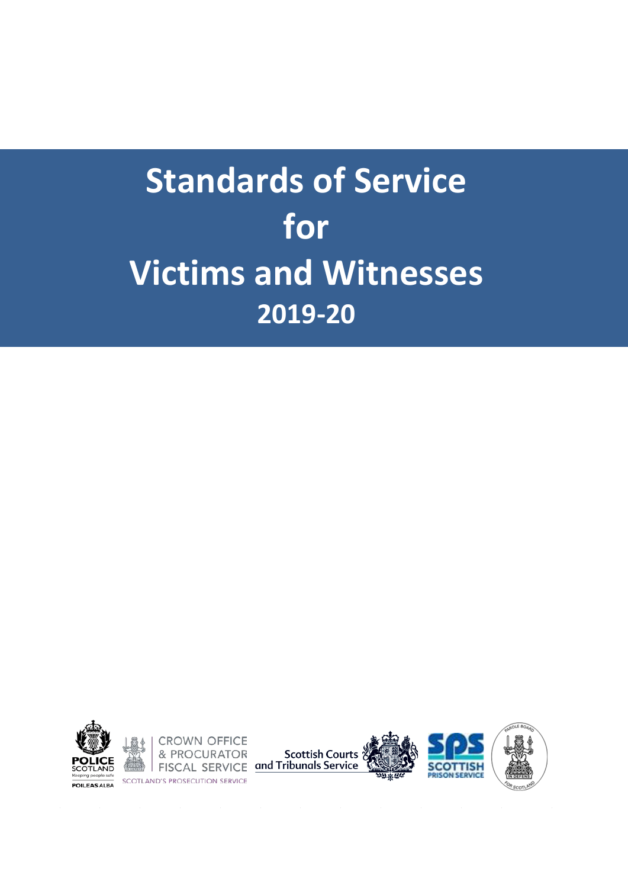# Standards of Service for Victims and Witnesses 2019-20

POLICE SCOTLAND
Keeping people safe
POILEAS ALBA

CROWN OFFICE & PROCURATOR FISCAL SERVICE
SCOTLAND'S PROSECUTION SERVICE

Scottish Courts and Tribunals Service

SPS SCOTTISH PRISON SERVICE

PAROLE BOARD FOR SCOTLAND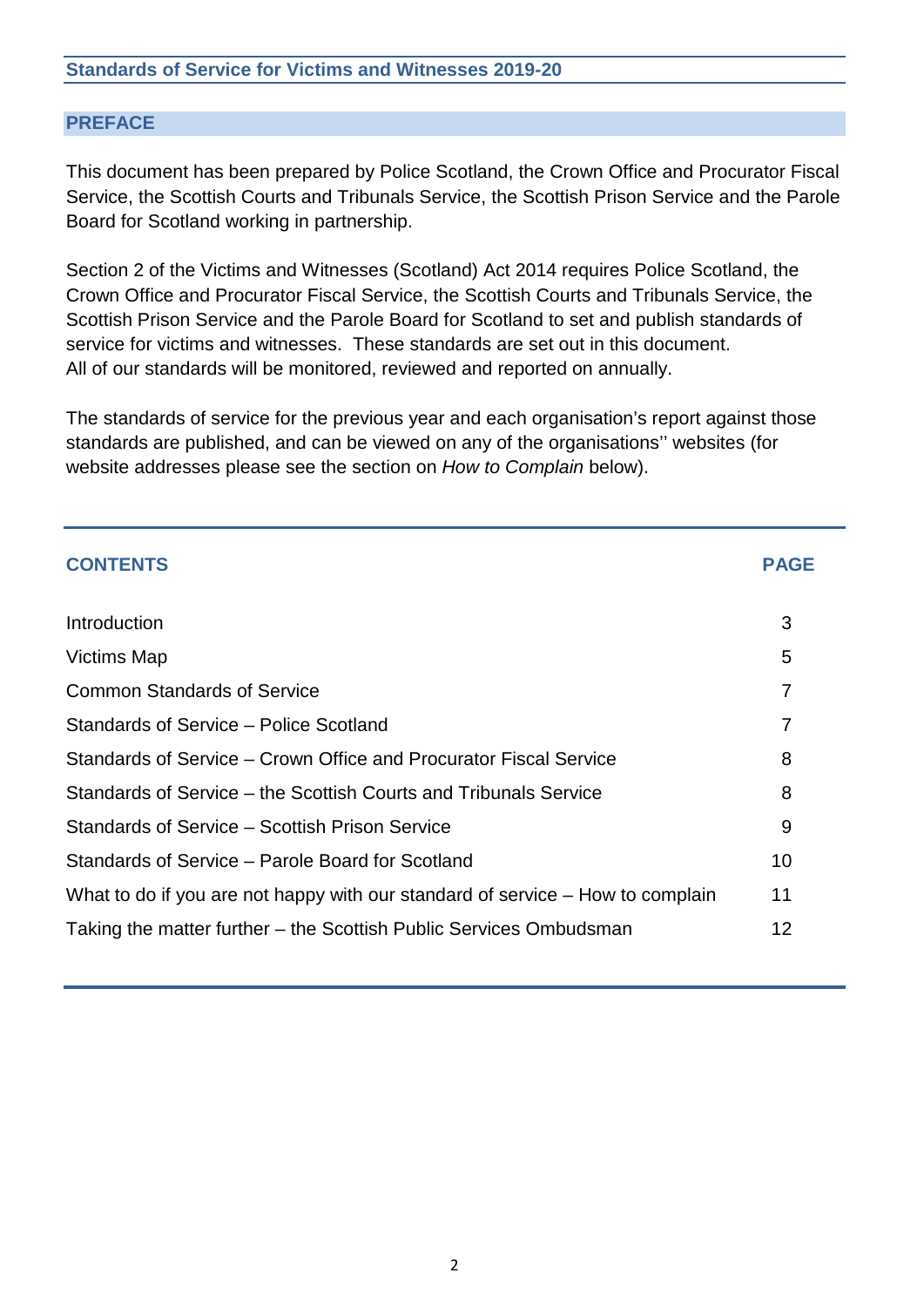## Standards of Service for Victims and Witnesses 2019-20

### PREFACE

This document has been prepared by Police Scotland, the Crown Office and Procurator Fiscal Service, the Scottish Courts and Tribunals Service, the Scottish Prison Service and the Parole Board for Scotland working in partnership.

Section 2 of the Victims and Witnesses (Scotland) Act 2014 requires Police Scotland, the Crown Office and Procurator Fiscal Service, the Scottish Courts and Tribunals Service, the Scottish Prison Service and the Parole Board for Scotland to set and publish standards of service for victims and witnesses. These standards are set out in this document. All of our standards will be monitored, reviewed and reported on annually.

The standards of service for the previous year and each organisation's report against those standards are published, and can be viewed on any of the organisations'' websites (for website addresses please see the section on *How to Complain* below).

| CONTENTS | PAGE |
| --- | --- |
| Introduction | 3 |
| Victims Map | 5 |
| Common Standards of Service | 7 |
| Standards of Service – Police Scotland | 7 |
| Standards of Service – Crown Office and Procurator Fiscal Service | 8 |
| Standards of Service – the Scottish Courts and Tribunals Service | 8 |
| Standards of Service – Scottish Prison Service | 9 |
| Standards of Service – Parole Board for Scotland | 10 |
| What to do if you are not happy with our standard of service – How to complain | 11 |
| Taking the matter further – the Scottish Public Services Ombudsman | 12 |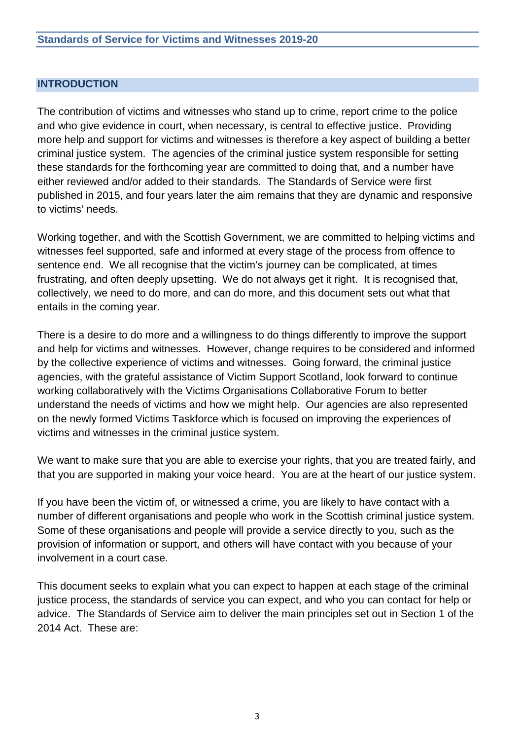## INTRODUCTION

The contribution of victims and witnesses who stand up to crime, report crime to the police and who give evidence in court, when necessary, is central to effective justice. Providing more help and support for victims and witnesses is therefore a key aspect of building a better criminal justice system. The agencies of the criminal justice system responsible for setting these standards for the forthcoming year are committed to doing that, and a number have either reviewed and/or added to their standards. The Standards of Service were first published in 2015, and four years later the aim remains that they are dynamic and responsive to victims' needs.

Working together, and with the Scottish Government, we are committed to helping victims and witnesses feel supported, safe and informed at every stage of the process from offence to sentence end. We all recognise that the victim's journey can be complicated, at times frustrating, and often deeply upsetting. We do not always get it right. It is recognised that, collectively, we need to do more, and can do more, and this document sets out what that entails in the coming year.

There is a desire to do more and a willingness to do things differently to improve the support and help for victims and witnesses. However, change requires to be considered and informed by the collective experience of victims and witnesses. Going forward, the criminal justice agencies, with the grateful assistance of Victim Support Scotland, look forward to continue working collaboratively with the Victims Organisations Collaborative Forum to better understand the needs of victims and how we might help. Our agencies are also represented on the newly formed Victims Taskforce which is focused on improving the experiences of victims and witnesses in the criminal justice system.

We want to make sure that you are able to exercise your rights, that you are treated fairly, and that you are supported in making your voice heard. You are at the heart of our justice system.

If you have been the victim of, or witnessed a crime, you are likely to have contact with a number of different organisations and people who work in the Scottish criminal justice system. Some of these organisations and people will provide a service directly to you, such as the provision of information or support, and others will have contact with you because of your involvement in a court case.

This document seeks to explain what you can expect to happen at each stage of the criminal justice process, the standards of service you can expect, and who you can contact for help or advice. The Standards of Service aim to deliver the main principles set out in Section 1 of the 2014 Act. These are: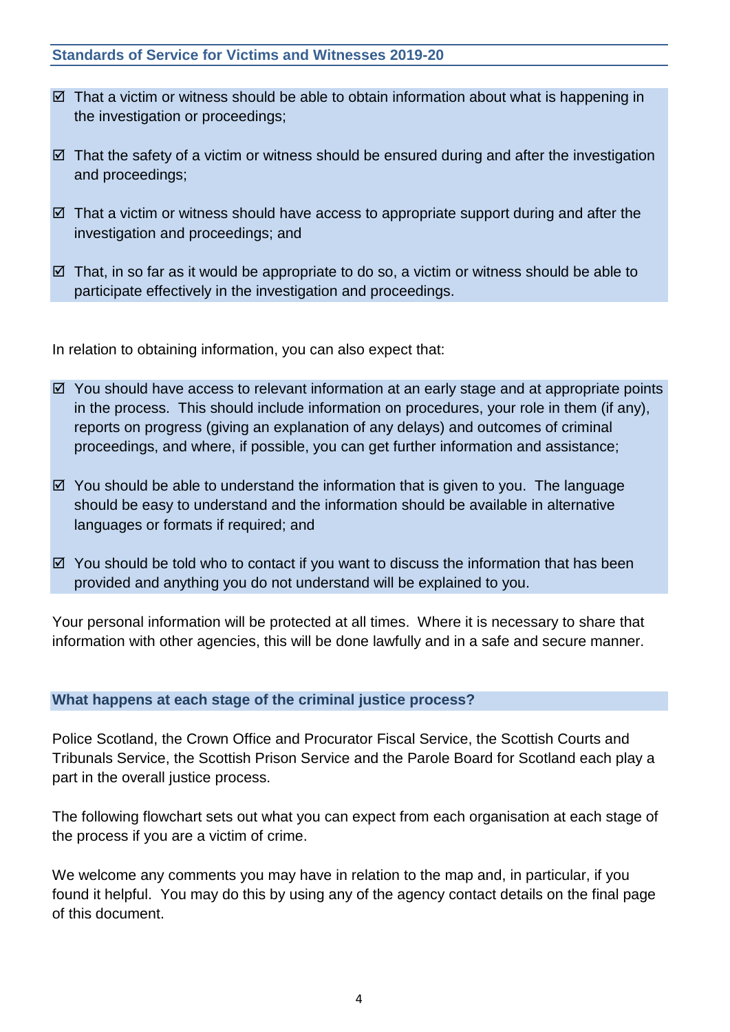## Standards of Service for Victims and Witnesses 2019-20

- ☑ That a victim or witness should be able to obtain information about what is happening in the investigation or proceedings;
- ☑ That the safety of a victim or witness should be ensured during and after the investigation and proceedings;
- ☑ That a victim or witness should have access to appropriate support during and after the investigation and proceedings; and
- ☑ That, in so far as it would be appropriate to do so, a victim or witness should be able to participate effectively in the investigation and proceedings.

In relation to obtaining information, you can also expect that:

- ☑ You should have access to relevant information at an early stage and at appropriate points in the process. This should include information on procedures, your role in them (if any), reports on progress (giving an explanation of any delays) and outcomes of criminal proceedings, and where, if possible, you can get further information and assistance;
- ☑ You should be able to understand the information that is given to you. The language should be easy to understand and the information should be available in alternative languages or formats if required; and
- ☑ You should be told who to contact if you want to discuss the information that has been provided and anything you do not understand will be explained to you.

Your personal information will be protected at all times. Where it is necessary to share that information with other agencies, this will be done lawfully and in a safe and secure manner.

## What happens at each stage of the criminal justice process?

Police Scotland, the Crown Office and Procurator Fiscal Service, the Scottish Courts and Tribunals Service, the Scottish Prison Service and the Parole Board for Scotland each play a part in the overall justice process.

The following flowchart sets out what you can expect from each organisation at each stage of the process if you are a victim of crime.

We welcome any comments you may have in relation to the map and, in particular, if you found it helpful. You may do this by using any of the agency contact details on the final page of this document.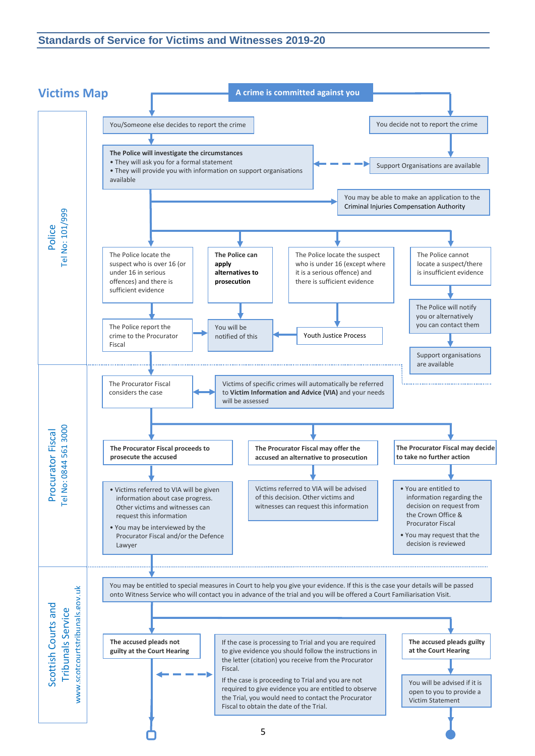## Victims Map

**A crime is committed against you**

### Police
Tel No: 101/999

You/Someone else decides to report the crime

You decide not to report the crime

**The Police will investigate the circumstances**
- They will ask you for a formal statement
- They will provide you with information on support organisations available

Support Organisations are available

You may be able to make an application to the Criminal Injuries Compensation Authority

The Police locate the suspect who is over 16 (or under 16 in serious offences) and there is sufficient evidence

**The Police can apply alternatives to prosecution**

The Police locate the suspect who is under 16 (except where it is a serious offence) and there is sufficient evidence

The Police cannot locate a suspect/there is insufficient evidence

The Police report the crime to the Procurator Fiscal

You will be notified of this

Youth Justice Process

The Police will notify you or alternatively you can contact them

Support organisations are available

### Procurator Fiscal
Tel No: 0844 561 3000

The Procurator Fiscal considers the case

Victims of specific crimes will automatically be referred to **Victim Information and Advice (VIA)** and your needs will be assessed

**The Procurator Fiscal proceeds to prosecute the accused**

**The Procurator Fiscal may offer the accused an alternative to prosecution**

**The Procurator Fiscal may decide to take no further action**

- Victims referred to VIA will be given information about case progress. Other victims and witnesses can request this information
- You may be interviewed by the Procurator Fiscal and/or the Defence Lawyer

Victims referred to VIA will be advised of this decision. Other victims and witnesses can request this information

- You are entitled to information regarding the decision on request from the Crown Office & Procurator Fiscal
- You may request that the decision is reviewed

### Scottish Courts and Tribunals Service
www.scotcourtstribunals.gov.uk

You may be entitled to special measures in Court to help you give your evidence. If this is the case your details will be passed onto Witness Service who will contact you in advance of the trial and you will be offered a Court Familiarisation Visit.

**The accused pleads not guilty at the Court Hearing**

If the case is processing to Trial and you are required to give evidence you should follow the instructions in the letter (citation) you receive from the Procurator Fiscal.

If the case is proceeding to Trial and you are not required to give evidence you are entitled to observe the Trial, you would need to contact the Procurator Fiscal to obtain the date of the Trial.

**The accused pleads guilty at the Court Hearing**

You will be advised if it is open to you to provide a Victim Statement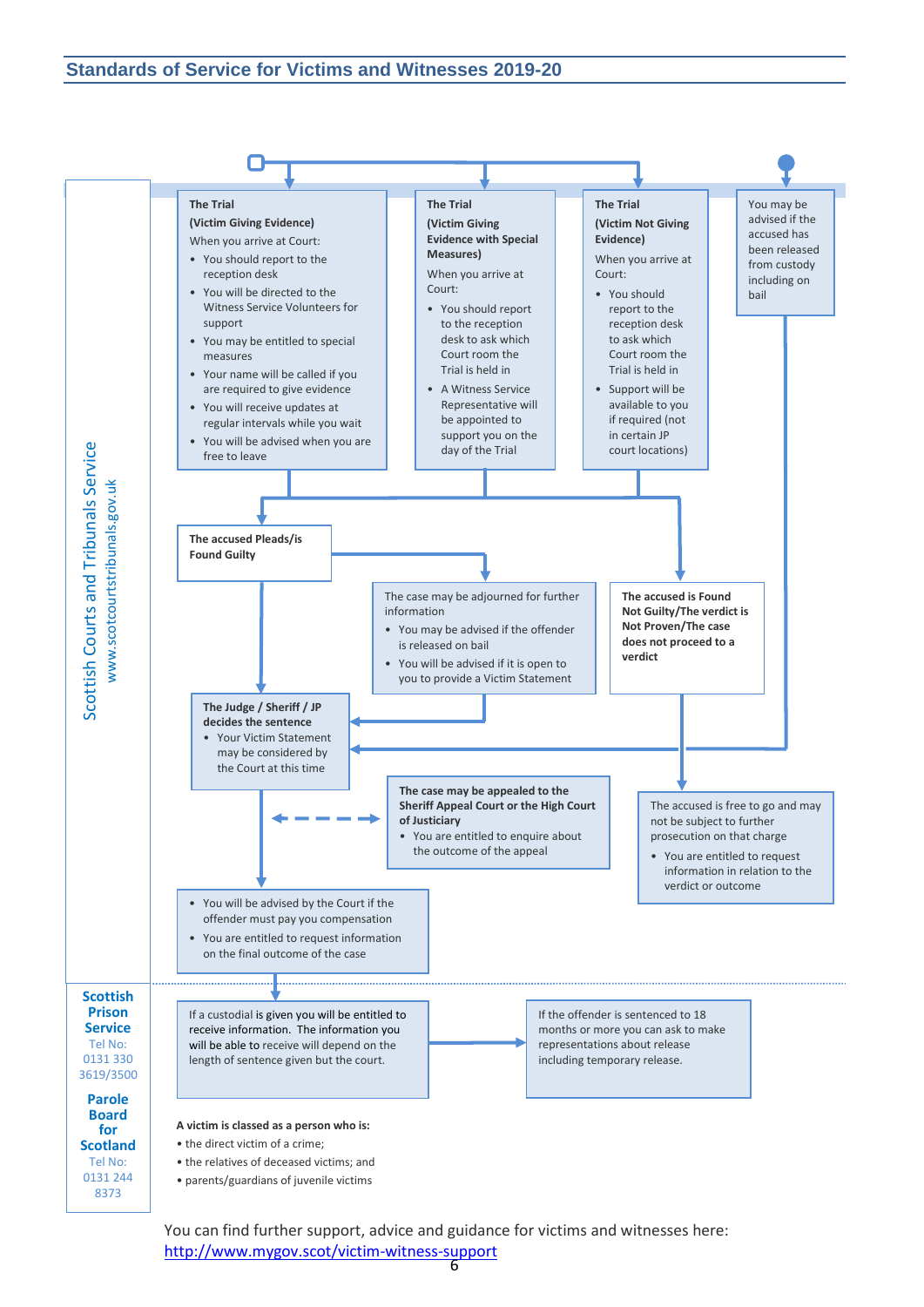Scottish Courts and Tribunals Service
www.scotcourtstribunals.gov.uk

**The Trial**
**(Victim Giving Evidence)**
When you arrive at Court:

- You should report to the reception desk
- You will be directed to the Witness Service Volunteers for support
- You may be entitled to special measures
- Your name will be called if you are required to give evidence
- You will receive updates at regular intervals while you wait
- You will be advised when you are free to leave

**The Trial**
**(Victim Giving Evidence with Special Measures)**
When you arrive at Court:

- You should report to the reception desk to ask which Court room the Trial is held in
- A Witness Service Representative will be appointed to support you on the day of the Trial

**The Trial**
**(Victim Not Giving Evidence)**
When you arrive at Court:

- You should report to the reception desk to ask which Court room the Trial is held in
- Support will be available to you if required (not in certain JP court locations)

You may be advised if the accused has been released from custody including on bail

**The accused Pleads/is Found Guilty**

The case may be adjourned for further information

- You may be advised if the offender is released on bail
- You will be advised if it is open to you to provide a Victim Statement

**The accused is Found Not Guilty/The verdict is Not Proven/The case does not proceed to a verdict**

**The Judge / Sheriff / JP decides the sentence**

- Your Victim Statement may be considered by the Court at this time

**The case may be appealed to the Sheriff Appeal Court or the High Court of Justiciary**

- You are entitled to enquire about the outcome of the appeal

The accused is free to go and may not be subject to further prosecution on that charge

- You are entitled to request information in relation to the verdict or outcome

- You will be advised by the Court if the offender must pay you compensation
- You are entitled to request information on the final outcome of the case

**Scottish Prison Service**
Tel No: 0131 330 3619/3500

**Parole Board for Scotland**
Tel No: 0131 244 8373

If a custodial is given you will be entitled to receive information. The information you will be able to receive will depend on the length of sentence given but the court.

If the offender is sentenced to 18 months or more you can ask to make representations about release including temporary release.

**A victim is classed as a person who is:**

- the direct victim of a crime;
- the relatives of deceased victims; and
- parents/guardians of juvenile victims

You can find further support, advice and guidance for victims and witnesses here: http://www.mygov.scot/victim-witness-support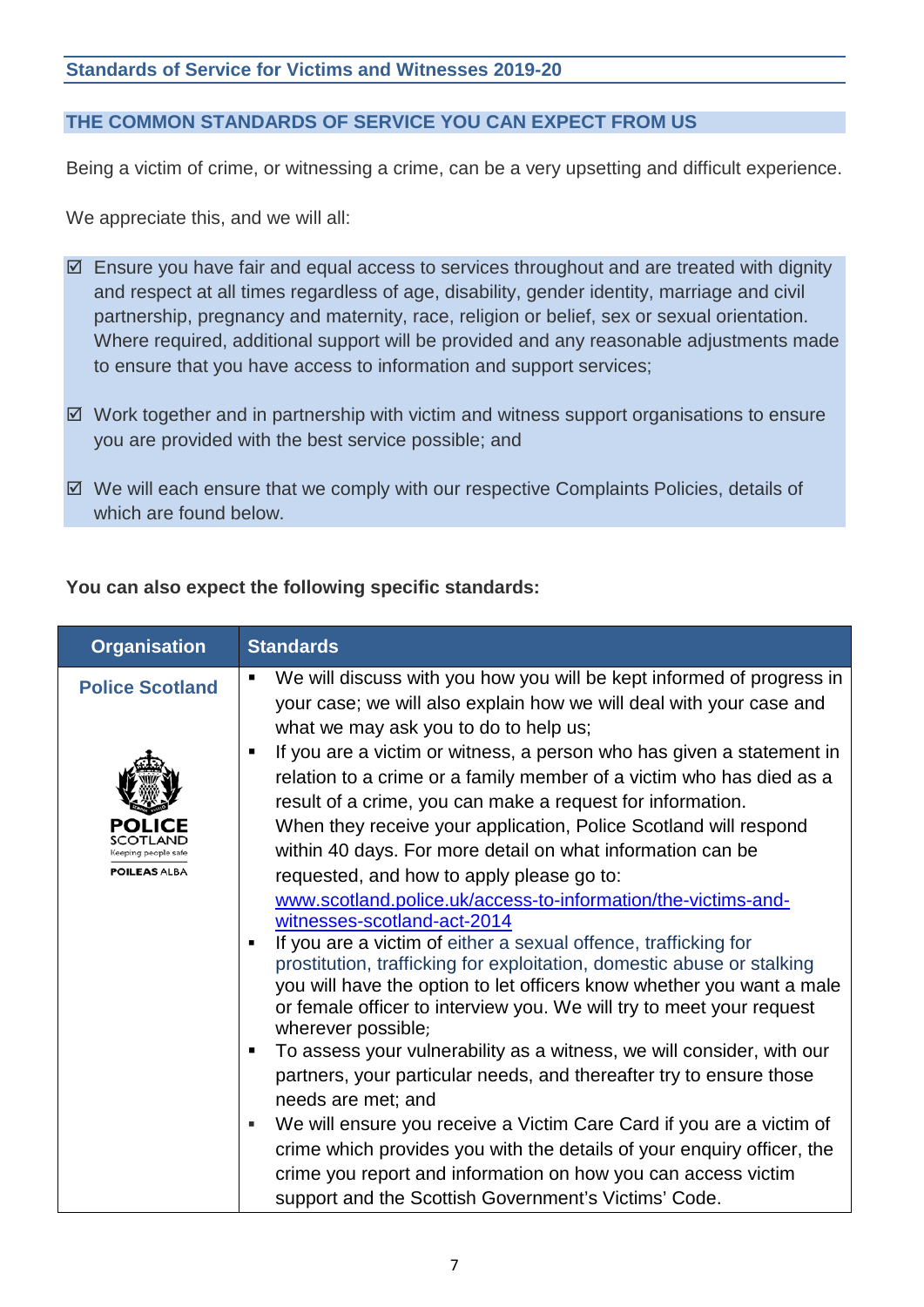## Standards of Service for Victims and Witnesses 2019-20

### THE COMMON STANDARDS OF SERVICE YOU CAN EXPECT FROM US

Being a victim of crime, or witnessing a crime, can be a very upsetting and difficult experience.

We appreciate this, and we will all:

- ☑ Ensure you have fair and equal access to services throughout and are treated with dignity and respect at all times regardless of age, disability, gender identity, marriage and civil partnership, pregnancy and maternity, race, religion or belief, sex or sexual orientation. Where required, additional support will be provided and any reasonable adjustments made to ensure that you have access to information and support services;
- ☑ Work together and in partnership with victim and witness support organisations to ensure you are provided with the best service possible; and
- ☑ We will each ensure that we comply with our respective Complaints Policies, details of which are found below.

**You can also expect the following specific standards:**

| Organisation | Standards |
|---|---|
| **Police Scotland** | ▪ We will discuss with you how you will be kept informed of progress in your case; we will also explain how we will deal with your case and what we may ask you to do to help us;<br>▪ If you are a victim or witness, a person who has given a statement in relation to a crime or a family member of a victim who has died as a result of a crime, you can make a request for information. When they receive your application, Police Scotland will respond within 40 days. For more detail on what information can be requested, and how to apply please go to: www.scotland.police.uk/access-to-information/the-victims-and-witnesses-scotland-act-2014<br>▪ If you are a victim of either a sexual offence, trafficking for prostitution, trafficking for exploitation, domestic abuse or stalking you will have the option to let officers know whether you want a male or female officer to interview you. We will try to meet your request wherever possible;<br>▪ To assess your vulnerability as a witness, we will consider, with our partners, your particular needs, and thereafter try to ensure those needs are met; and<br>▪ We will ensure you receive a Victim Care Card if you are a victim of crime which provides you with the details of your enquiry officer, the crime you report and information on how you can access victim support and the Scottish Government's Victims' Code. |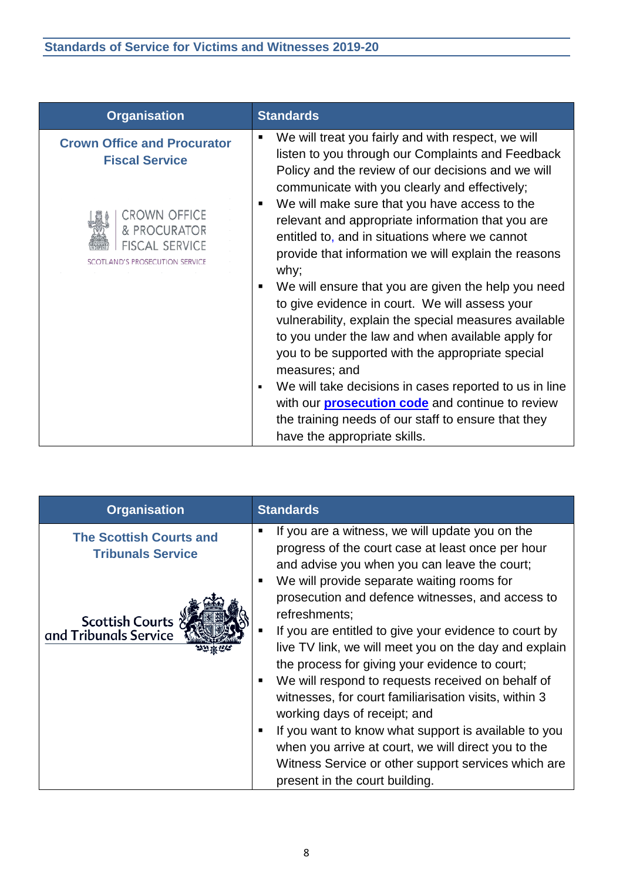| Organisation | Standards |
| --- | --- |
| **Crown Office and Procurator Fiscal Service** | ▪ We will treat you fairly and with respect, we will listen to you through our Complaints and Feedback Policy and the review of our decisions and we will communicate with you clearly and effectively;<br>▪ We will make sure that you have access to the relevant and appropriate information that you are entitled to, and in situations where we cannot provide that information we will explain the reasons why;<br>▪ We will ensure that you are given the help you need to give evidence in court. We will assess your vulnerability, explain the special measures available to you under the law and when available apply for you to be supported with the appropriate special measures; and<br>▪ We will take decisions in cases reported to us in line with our **prosecution code** and continue to review the training needs of our staff to ensure that they have the appropriate skills. |

| Organisation | Standards |
| --- | --- |
| **The Scottish Courts and Tribunals Service** | ▪ If you are a witness, we will update you on the progress of the court case at least once per hour and advise you when you can leave the court;<br>▪ We will provide separate waiting rooms for prosecution and defence witnesses, and access to refreshments;<br>▪ If you are entitled to give your evidence to court by live TV link, we will meet you on the day and explain the process for giving your evidence to court;<br>▪ We will respond to requests received on behalf of witnesses, for court familiarisation visits, within 3 working days of receipt; and<br>▪ If you want to know what support is available to you when you arrive at court, we will direct you to the Witness Service or other support services which are present in the court building. |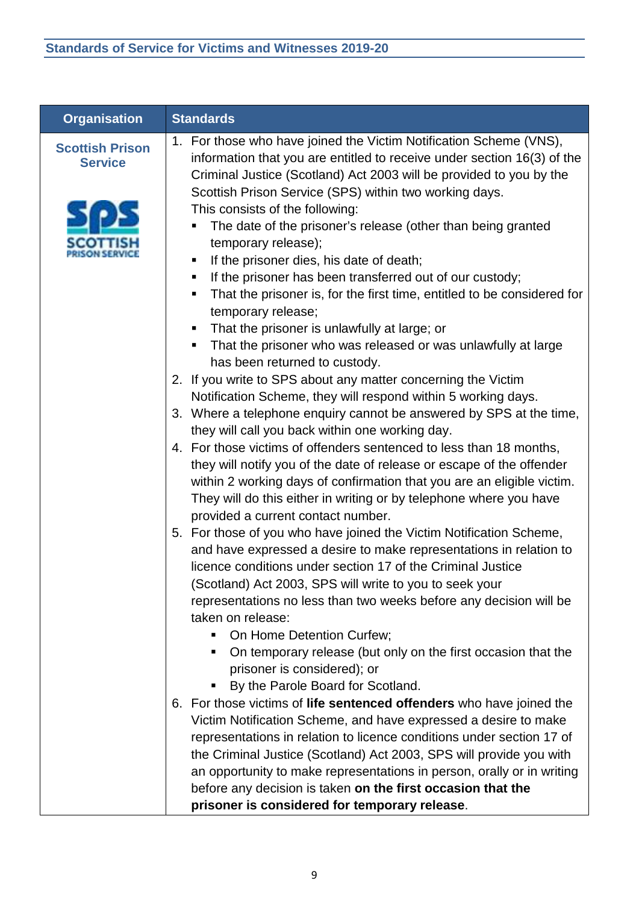| Organisation | Standards |
|---|---|
| **Scottish Prison Service** | 1. For those who have joined the Victim Notification Scheme (VNS), information that you are entitled to receive under section 16(3) of the Criminal Justice (Scotland) Act 2003 will be provided to you by the Scottish Prison Service (SPS) within two working days.<br>This consists of the following:<br>▪ The date of the prisoner's release (other than being granted temporary release);<br>▪ If the prisoner dies, his date of death;<br>▪ If the prisoner has been transferred out of our custody;<br>▪ That the prisoner is, for the first time, entitled to be considered for temporary release;<br>▪ That the prisoner is unlawfully at large; or<br>▪ That the prisoner who was released or was unlawfully at large has been returned to custody.<br>2. If you write to SPS about any matter concerning the Victim Notification Scheme, they will respond within 5 working days.<br>3. Where a telephone enquiry cannot be answered by SPS at the time, they will call you back within one working day.<br>4. For those victims of offenders sentenced to less than 18 months, they will notify you of the date of release or escape of the offender within 2 working days of confirmation that you are an eligible victim. They will do this either in writing or by telephone where you have provided a current contact number.<br>5. For those of you who have joined the Victim Notification Scheme, and have expressed a desire to make representations in relation to licence conditions under section 17 of the Criminal Justice (Scotland) Act 2003, SPS will write to you to seek your representations no less than two weeks before any decision will be taken on release:<br>▪ On Home Detention Curfew;<br>▪ On temporary release (but only on the first occasion that the prisoner is considered); or<br>▪ By the Parole Board for Scotland.<br>6. For those victims of **life sentenced offenders** who have joined the Victim Notification Scheme, and have expressed a desire to make representations in relation to licence conditions under section 17 of the Criminal Justice (Scotland) Act 2003, SPS will provide you with an opportunity to make representations in person, orally or in writing before any decision is taken **on the first occasion that the prisoner is considered for temporary release**. |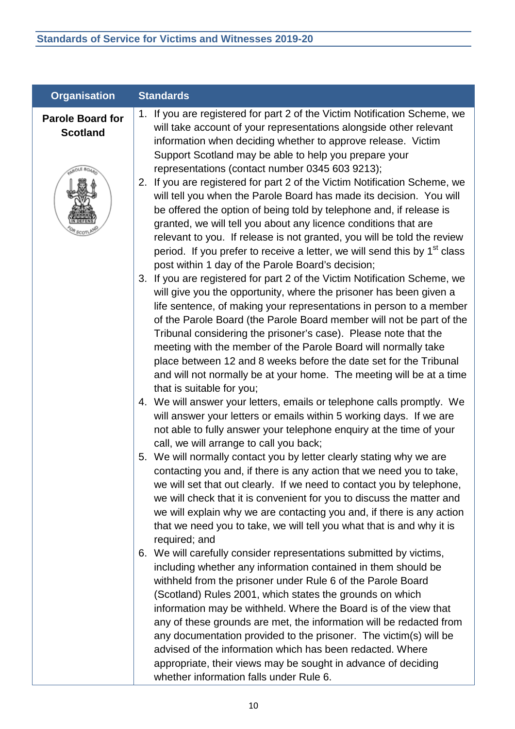| Organisation | Standards |
| --- | --- |
| **Parole Board for Scotland** | 1. If you are registered for part 2 of the Victim Notification Scheme, we will take account of your representations alongside other relevant information when deciding whether to approve release. Victim Support Scotland may be able to help you prepare your representations (contact number 0345 603 9213);<br>2. If you are registered for part 2 of the Victim Notification Scheme, we will tell you when the Parole Board has made its decision. You will be offered the option of being told by telephone and, if release is granted, we will tell you about any licence conditions that are relevant to you. If release is not granted, you will be told the review period. If you prefer to receive a letter, we will send this by 1st class post within 1 day of the Parole Board's decision;<br>3. If you are registered for part 2 of the Victim Notification Scheme, we will give you the opportunity, where the prisoner has been given a life sentence, of making your representations in person to a member of the Parole Board (the Parole Board member will not be part of the Tribunal considering the prisoner's case). Please note that the meeting with the member of the Parole Board will normally take place between 12 and 8 weeks before the date set for the Tribunal and will not normally be at your home. The meeting will be at a time that is suitable for you;<br>4. We will answer your letters, emails or telephone calls promptly. We will answer your letters or emails within 5 working days. If we are not able to fully answer your telephone enquiry at the time of your call, we will arrange to call you back;<br>5. We will normally contact you by letter clearly stating why we are contacting you and, if there is any action that we need you to take, we will set that out clearly. If we need to contact you by telephone, we will check that it is convenient for you to discuss the matter and we will explain why we are contacting you and, if there is any action that we need you to take, we will tell you what that is and why it is required; and<br>6. We will carefully consider representations submitted by victims, including whether any information contained in them should be withheld from the prisoner under Rule 6 of the Parole Board (Scotland) Rules 2001, which states the grounds on which information may be withheld. Where the Board is of the view that any of these grounds are met, the information will be redacted from any documentation provided to the prisoner. The victim(s) will be advised of the information which has been redacted. Where appropriate, their views may be sought in advance of deciding whether information falls under Rule 6. |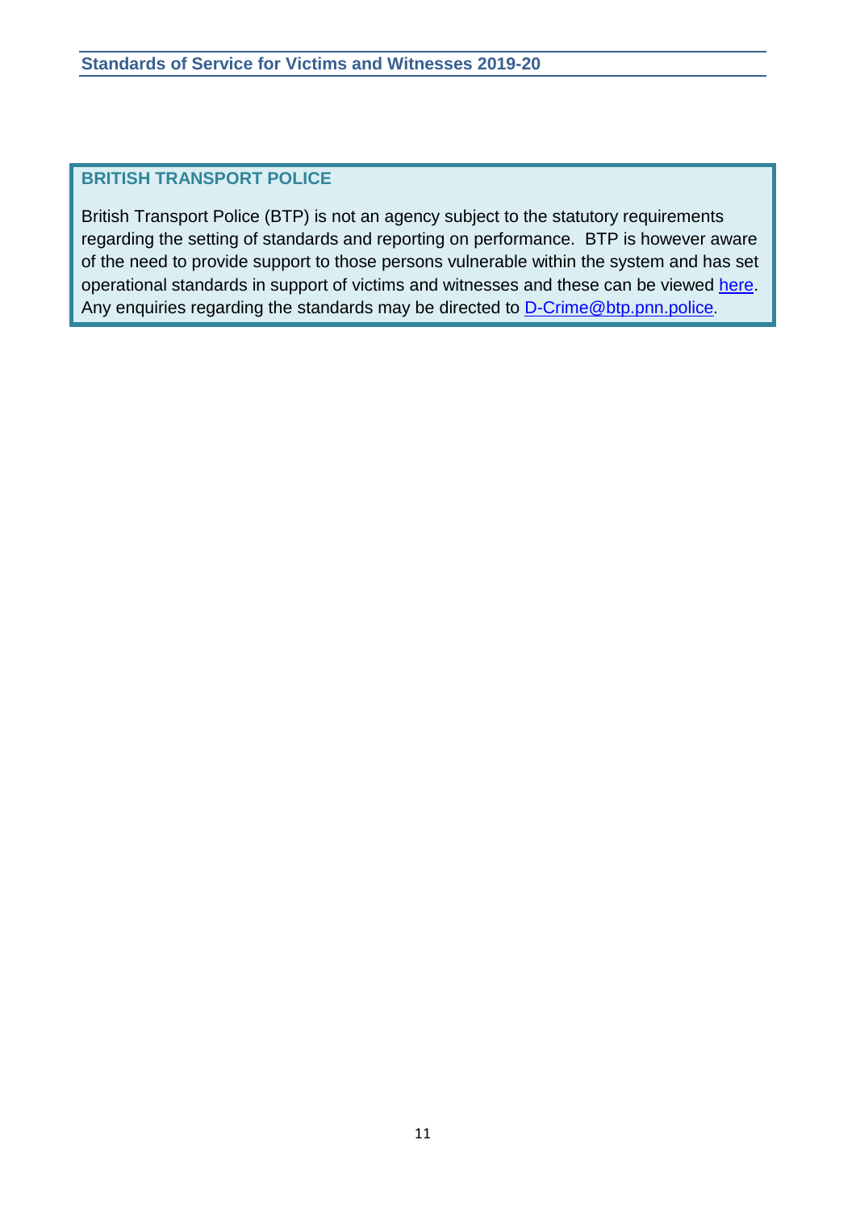## BRITISH TRANSPORT POLICE

British Transport Police (BTP) is not an agency subject to the statutory requirements regarding the setting of standards and reporting on performance. BTP is however aware of the need to provide support to those persons vulnerable within the system and has set operational standards in support of victims and witnesses and these can be viewed here. Any enquiries regarding the standards may be directed to D-Crime@btp.pnn.police.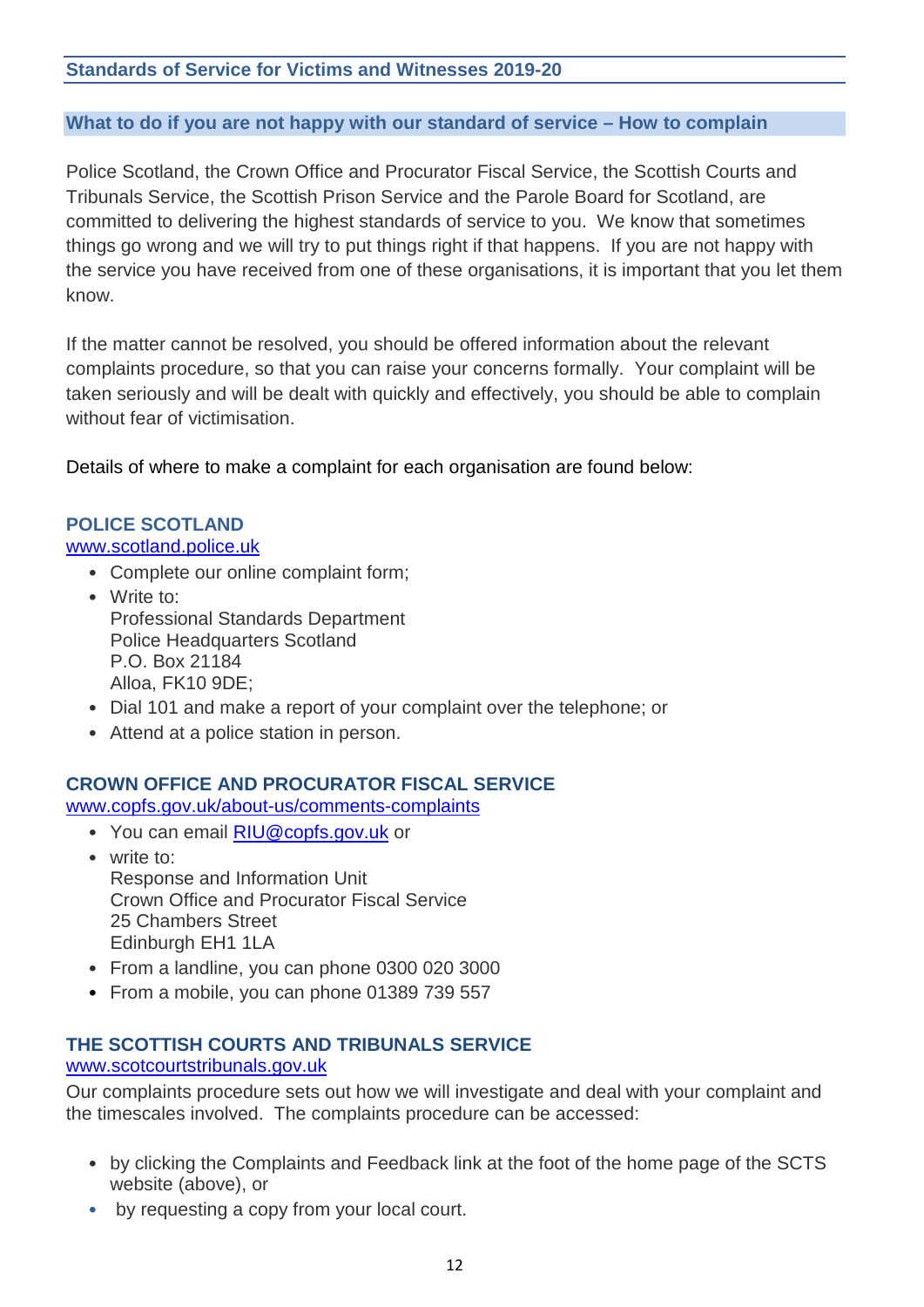## What to do if you are not happy with our standard of service – How to complain

Police Scotland, the Crown Office and Procurator Fiscal Service, the Scottish Courts and Tribunals Service, the Scottish Prison Service and the Parole Board for Scotland, are committed to delivering the highest standards of service to you. We know that sometimes things go wrong and we will try to put things right if that happens. If you are not happy with the service you have received from one of these organisations, it is important that you let them know.

If the matter cannot be resolved, you should be offered information about the relevant complaints procedure, so that you can raise your concerns formally. Your complaint will be taken seriously and will be dealt with quickly and effectively, you should be able to complain without fear of victimisation.

Details of where to make a complaint for each organisation are found below:

### POLICE SCOTLAND

www.scotland.police.uk

- Complete our online complaint form;
- Write to:  
  Professional Standards Department  
  Police Headquarters Scotland  
  P.O. Box 21184  
  Alloa, FK10 9DE;
- Dial 101 and make a report of your complaint over the telephone; or
- Attend at a police station in person.

### CROWN OFFICE AND PROCURATOR FISCAL SERVICE

www.copfs.gov.uk/about-us/comments-complaints

- You can email RIU@copfs.gov.uk or
- write to:  
  Response and Information Unit  
  Crown Office and Procurator Fiscal Service  
  25 Chambers Street  
  Edinburgh EH1 1LA
- From a landline, you can phone 0300 020 3000
- From a mobile, you can phone 01389 739 557

### THE SCOTTISH COURTS AND TRIBUNALS SERVICE

www.scotcourtstribunals.gov.uk

Our complaints procedure sets out how we will investigate and deal with your complaint and the timescales involved. The complaints procedure can be accessed:

- by clicking the Complaints and Feedback link at the foot of the home page of the SCTS website (above), or
- by requesting a copy from your local court.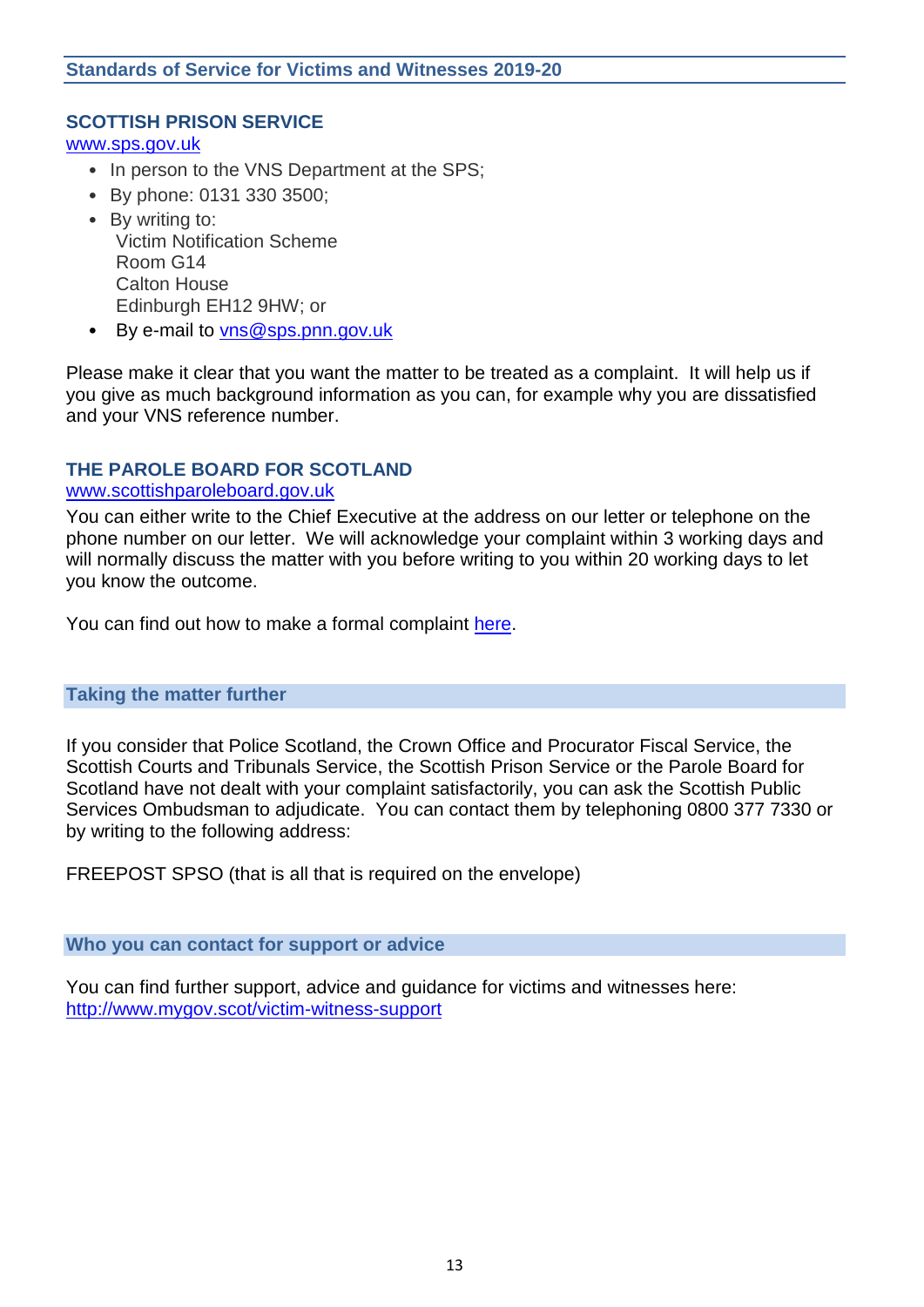### SCOTTISH PRISON SERVICE

[www.sps.gov.uk](http://www.sps.gov.uk)

- In person to the VNS Department at the SPS;
- By phone: 0131 330 3500;
- By writing to:
  Victim Notification Scheme
  Room G14
  Calton House
  Edinburgh EH12 9HW; or
- By e-mail to [vns@sps.pnn.gov.uk](mailto:vns@sps.pnn.gov.uk)

Please make it clear that you want the matter to be treated as a complaint. It will help us if you give as much background information as you can, for example why you are dissatisfied and your VNS reference number.

### THE PAROLE BOARD FOR SCOTLAND

[www.scottishparoleboard.gov.uk](http://www.scottishparoleboard.gov.uk)

You can either write to the Chief Executive at the address on our letter or telephone on the phone number on our letter. We will acknowledge your complaint within 3 working days and will normally discuss the matter with you before writing to you within 20 working days to let you know the outcome.

You can find out how to make a formal complaint here.

## Taking the matter further

If you consider that Police Scotland, the Crown Office and Procurator Fiscal Service, the Scottish Courts and Tribunals Service, the Scottish Prison Service or the Parole Board for Scotland have not dealt with your complaint satisfactorily, you can ask the Scottish Public Services Ombudsman to adjudicate. You can contact them by telephoning 0800 377 7330 or by writing to the following address:

FREEPOST SPSO (that is all that is required on the envelope)

## Who you can contact for support or advice

You can find further support, advice and guidance for victims and witnesses here:
[http://www.mygov.scot/victim-witness-support](http://www.mygov.scot/victim-witness-support)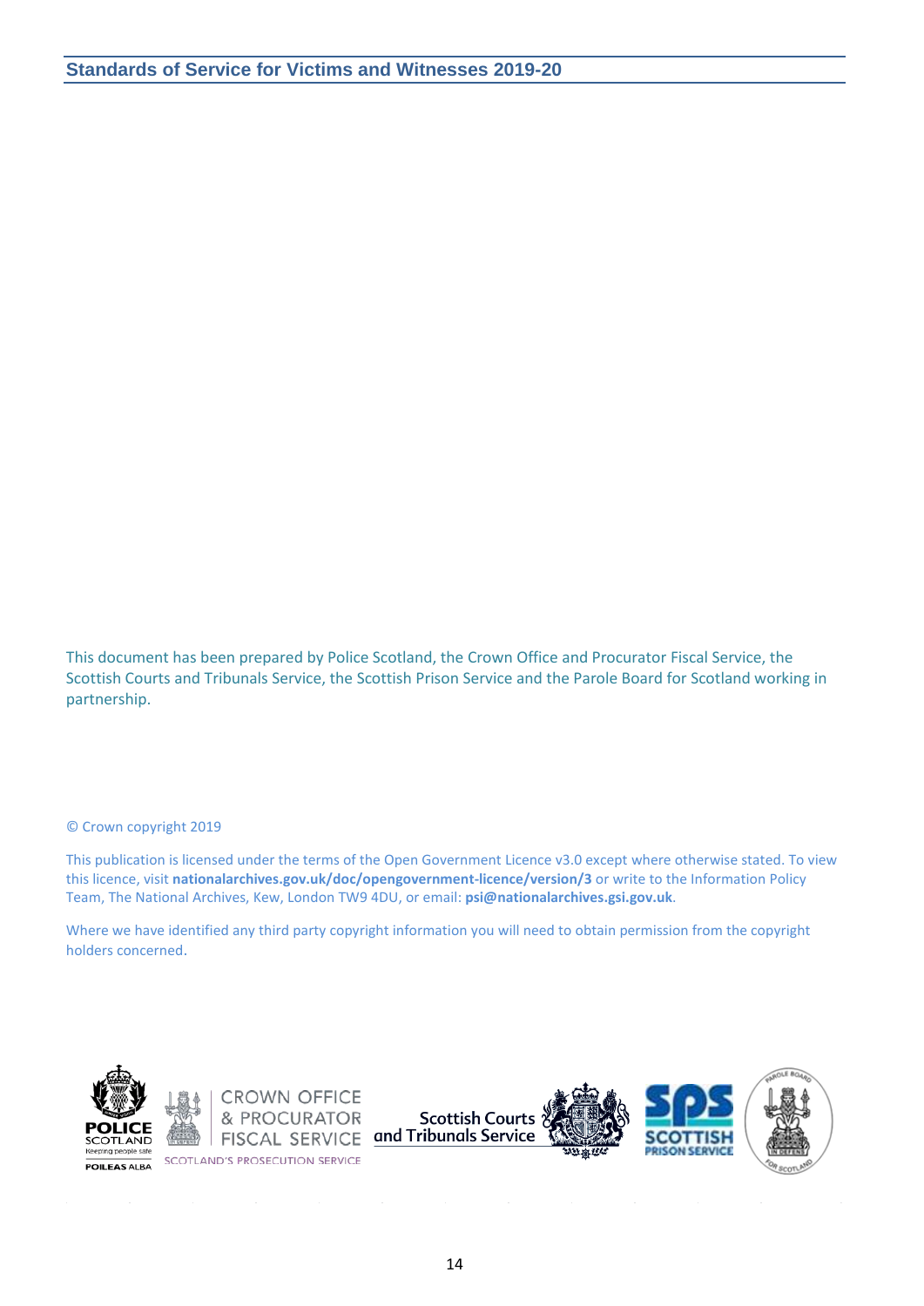This document has been prepared by Police Scotland, the Crown Office and Procurator Fiscal Service, the Scottish Courts and Tribunals Service, the Scottish Prison Service and the Parole Board for Scotland working in partnership.

© Crown copyright 2019

This publication is licensed under the terms of the Open Government Licence v3.0 except where otherwise stated. To view this licence, visit **nationalarchives.gov.uk/doc/opengovernment-licence/version/3** or write to the Information Policy Team, The National Archives, Kew, London TW9 4DU, or email: **psi@nationalarchives.gsi.gov.uk**.

Where we have identified any third party copyright information you will need to obtain permission from the copyright holders concerned.